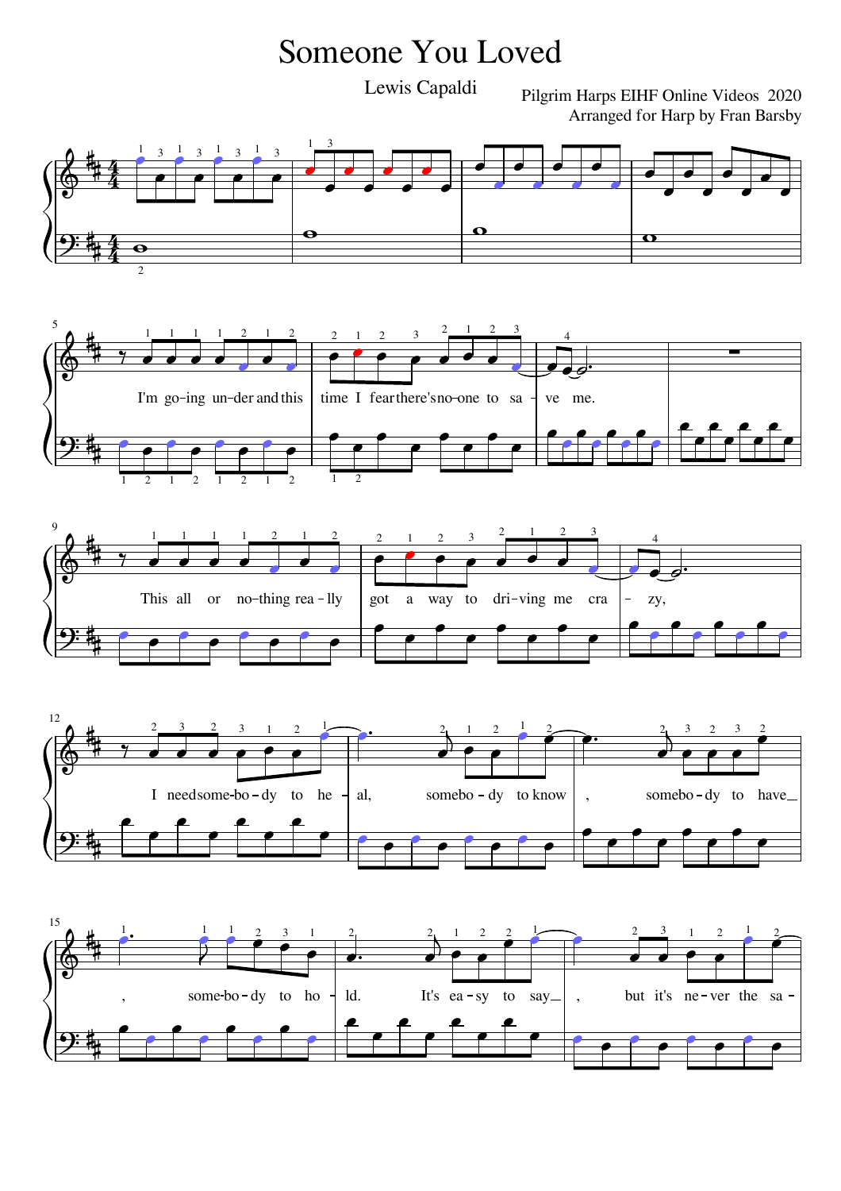# Someone You Loved

Lewis Capaldi

Pilgrim Harps EIHF Online Videos 2020
Arranged for Harp by Fran Barsby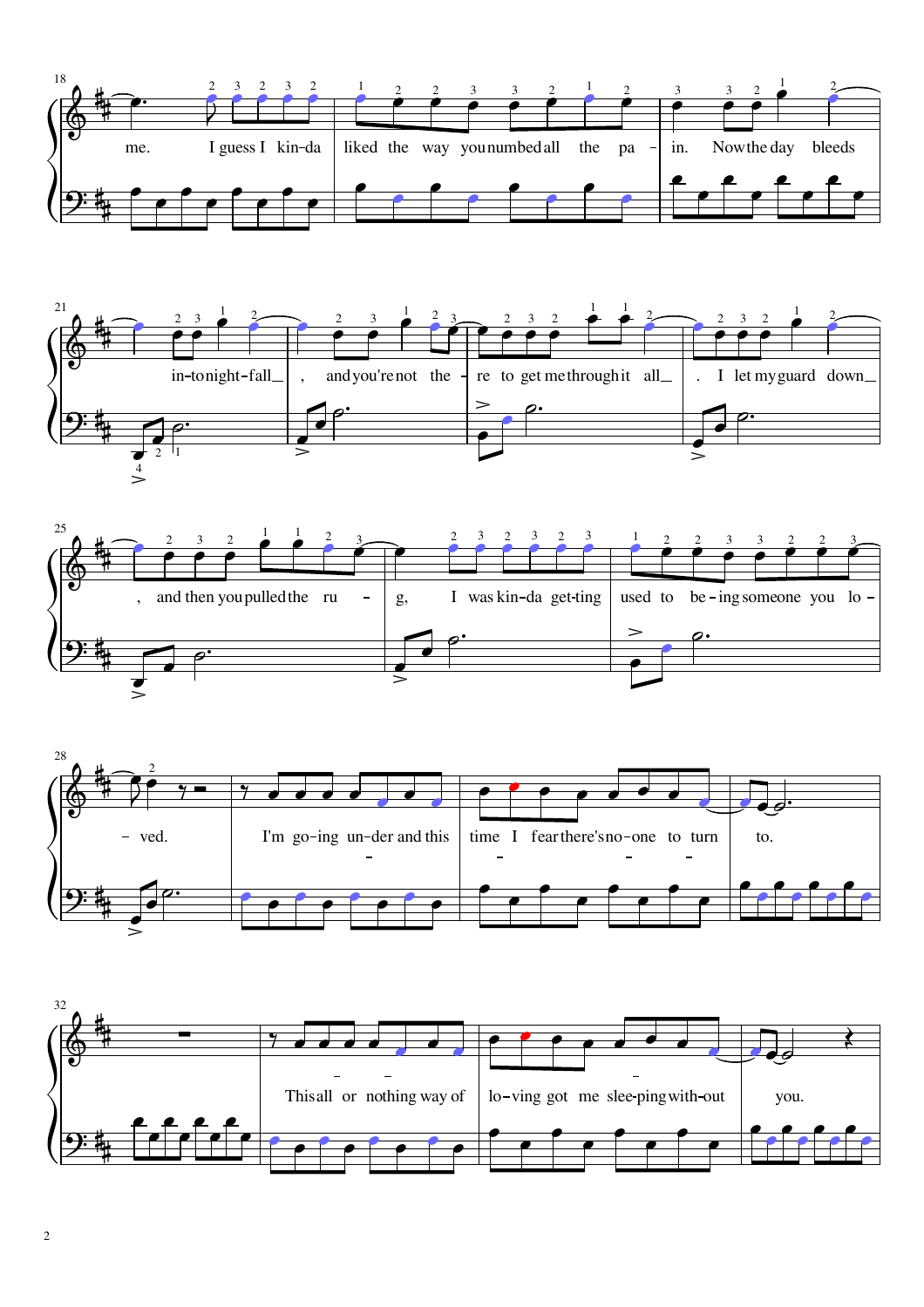me. I guess I kin-da liked the way you numbed all the pa - in. Now the day bleeds

in-to night-fall , and you're not the - re to get me through it all . I let my guard down

, and then you pulled the ru - g, I was kin-da get-ting used to be - ing someone you lo -

- ved. I'm go-ing un-der and this time I fear there's no-one to turn to.

This all or nothing way of lo-ving got me slee-ping with-out you.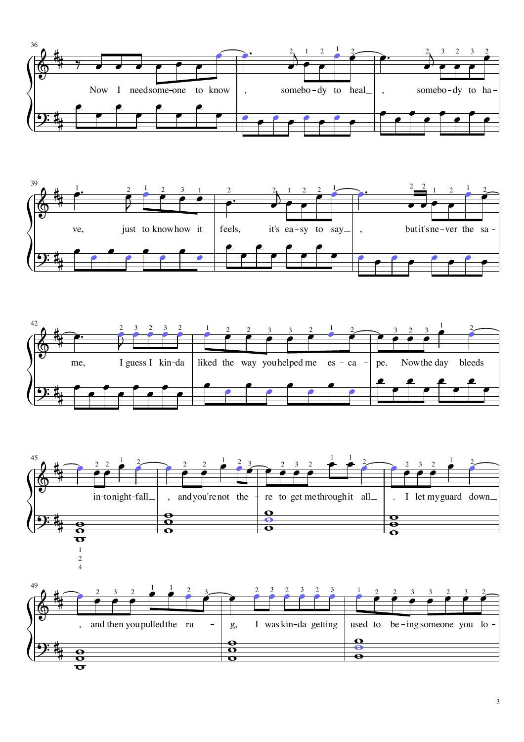Now I need some-one to know, somebo-dy to heal, somebo-dy to ha-ve, just to know how it feels, it's ea-sy to say, but it's ne-ver the sa-me, I guess I kin-da liked the way you helped me es-ca-pe. Now the day bleeds in-to night-fall, and you're not the-re to get me through it all. I let my guard down, and then you pulled the ru-g, I was kin-da getting used to be-ing someone you lo-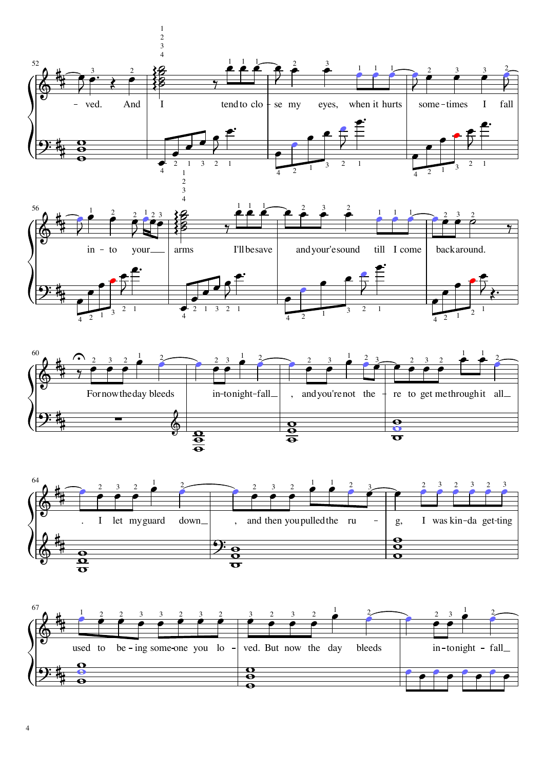ved. And I tend to clo - se my eyes, when it hurts some - times I fall in - to your arms I'll be save and your'e sound till I come back around.

For now the day bleeds in-to night-fall, and you're not the - re to get me through it all. I let my guard down, and then you pulled the ru - g, I was kin - da get-ting used to be - ing some-one you lo - ved. But now the day bleeds in - to night - fall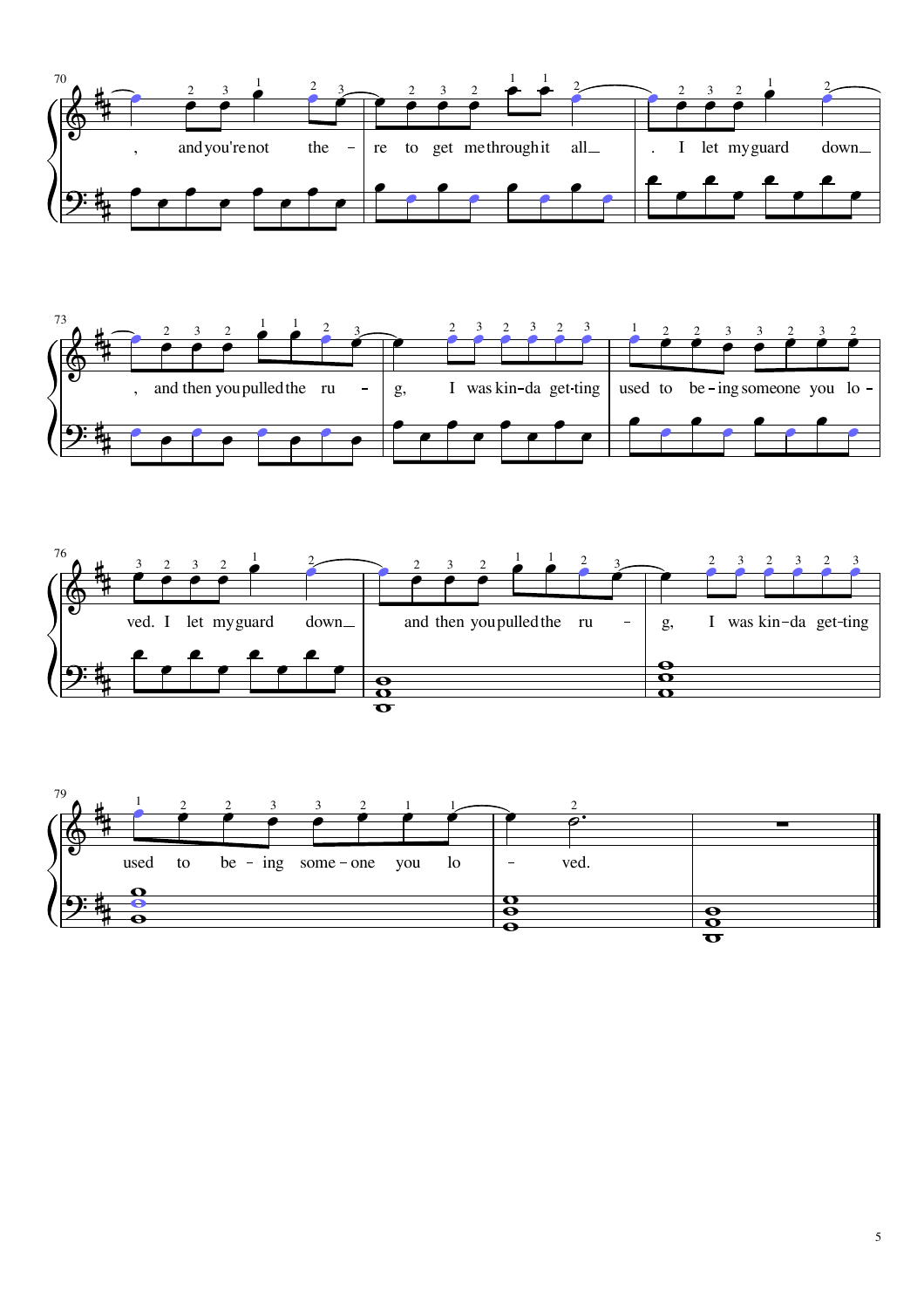70

, and you're not the - re to get me through it all . I let my guard down

73

, and then you pulled the ru - g, I was kin-da get-ting used to be-ing someone you lo -

76

ved. I let my guard down and then you pulled the ru - g, I was kin-da get-ting

79

used to be - ing some-one you lo - ved.